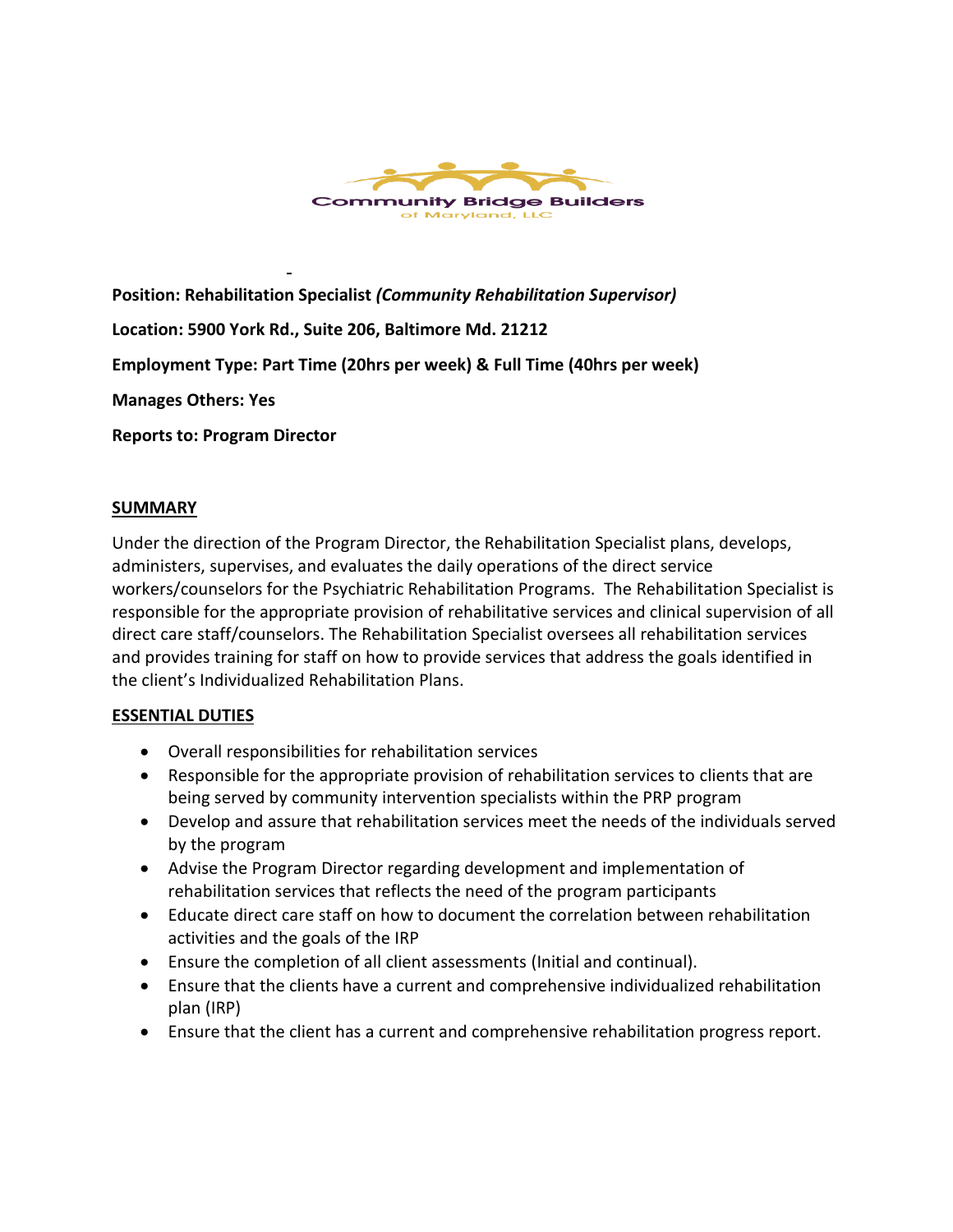Community Bridge Builders
of Maryland, LLC

**Position: Rehabilitation Specialist *(Community Rehabilitation Supervisor)***

**Location: 5900 York Rd., Suite 206, Baltimore Md. 21212**

**Employment Type: Part Time (20hrs per week) & Full Time (40hrs per week)**

**Manages Others: Yes**

**Reports to: Program Director**

## SUMMARY

Under the direction of the Program Director, the Rehabilitation Specialist plans, develops, administers, supervises, and evaluates the daily operations of the direct service workers/counselors for the Psychiatric Rehabilitation Programs. The Rehabilitation Specialist is responsible for the appropriate provision of rehabilitative services and clinical supervision of all direct care staff/counselors. The Rehabilitation Specialist oversees all rehabilitation services and provides training for staff on how to provide services that address the goals identified in the client's Individualized Rehabilitation Plans.

## ESSENTIAL DUTIES

- Overall responsibilities for rehabilitation services
- Responsible for the appropriate provision of rehabilitation services to clients that are being served by community intervention specialists within the PRP program
- Develop and assure that rehabilitation services meet the needs of the individuals served by the program
- Advise the Program Director regarding development and implementation of rehabilitation services that reflects the need of the program participants
- Educate direct care staff on how to document the correlation between rehabilitation activities and the goals of the IRP
- Ensure the completion of all client assessments (Initial and continual).
- Ensure that the clients have a current and comprehensive individualized rehabilitation plan (IRP)
- Ensure that the client has a current and comprehensive rehabilitation progress report.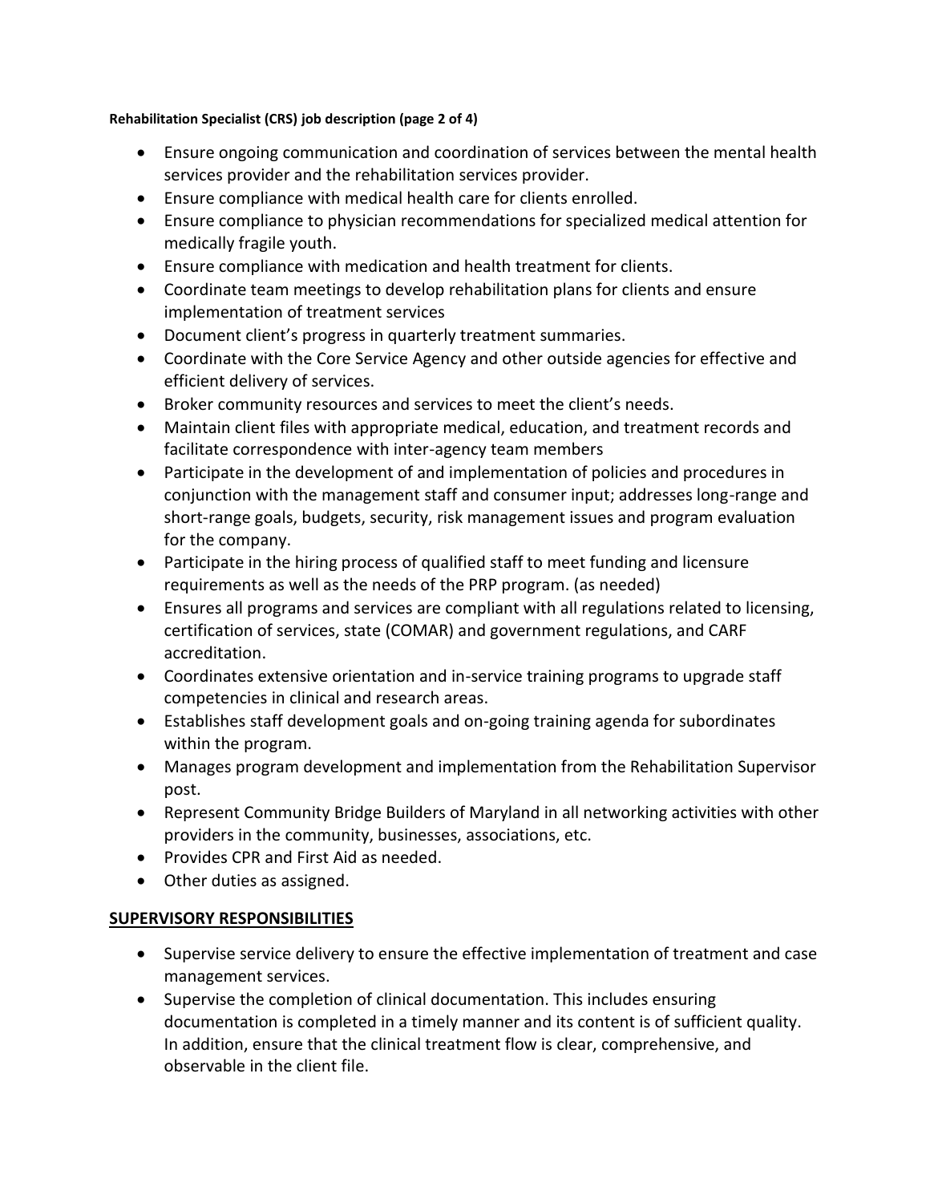**Rehabilitation Specialist (CRS) job description (page 2 of 4)**

- Ensure ongoing communication and coordination of services between the mental health services provider and the rehabilitation services provider.
- Ensure compliance with medical health care for clients enrolled.
- Ensure compliance to physician recommendations for specialized medical attention for medically fragile youth.
- Ensure compliance with medication and health treatment for clients.
- Coordinate team meetings to develop rehabilitation plans for clients and ensure implementation of treatment services
- Document client's progress in quarterly treatment summaries.
- Coordinate with the Core Service Agency and other outside agencies for effective and efficient delivery of services.
- Broker community resources and services to meet the client's needs.
- Maintain client files with appropriate medical, education, and treatment records and facilitate correspondence with inter-agency team members
- Participate in the development of and implementation of policies and procedures in conjunction with the management staff and consumer input; addresses long-range and short-range goals, budgets, security, risk management issues and program evaluation for the company.
- Participate in the hiring process of qualified staff to meet funding and licensure requirements as well as the needs of the PRP program. (as needed)
- Ensures all programs and services are compliant with all regulations related to licensing, certification of services, state (COMAR) and government regulations, and CARF accreditation.
- Coordinates extensive orientation and in-service training programs to upgrade staff competencies in clinical and research areas.
- Establishes staff development goals and on-going training agenda for subordinates within the program.
- Manages program development and implementation from the Rehabilitation Supervisor post.
- Represent Community Bridge Builders of Maryland in all networking activities with other providers in the community, businesses, associations, etc.
- Provides CPR and First Aid as needed.
- Other duties as assigned.

## SUPERVISORY RESPONSIBILITIES

- Supervise service delivery to ensure the effective implementation of treatment and case management services.
- Supervise the completion of clinical documentation. This includes ensuring documentation is completed in a timely manner and its content is of sufficient quality. In addition, ensure that the clinical treatment flow is clear, comprehensive, and observable in the client file.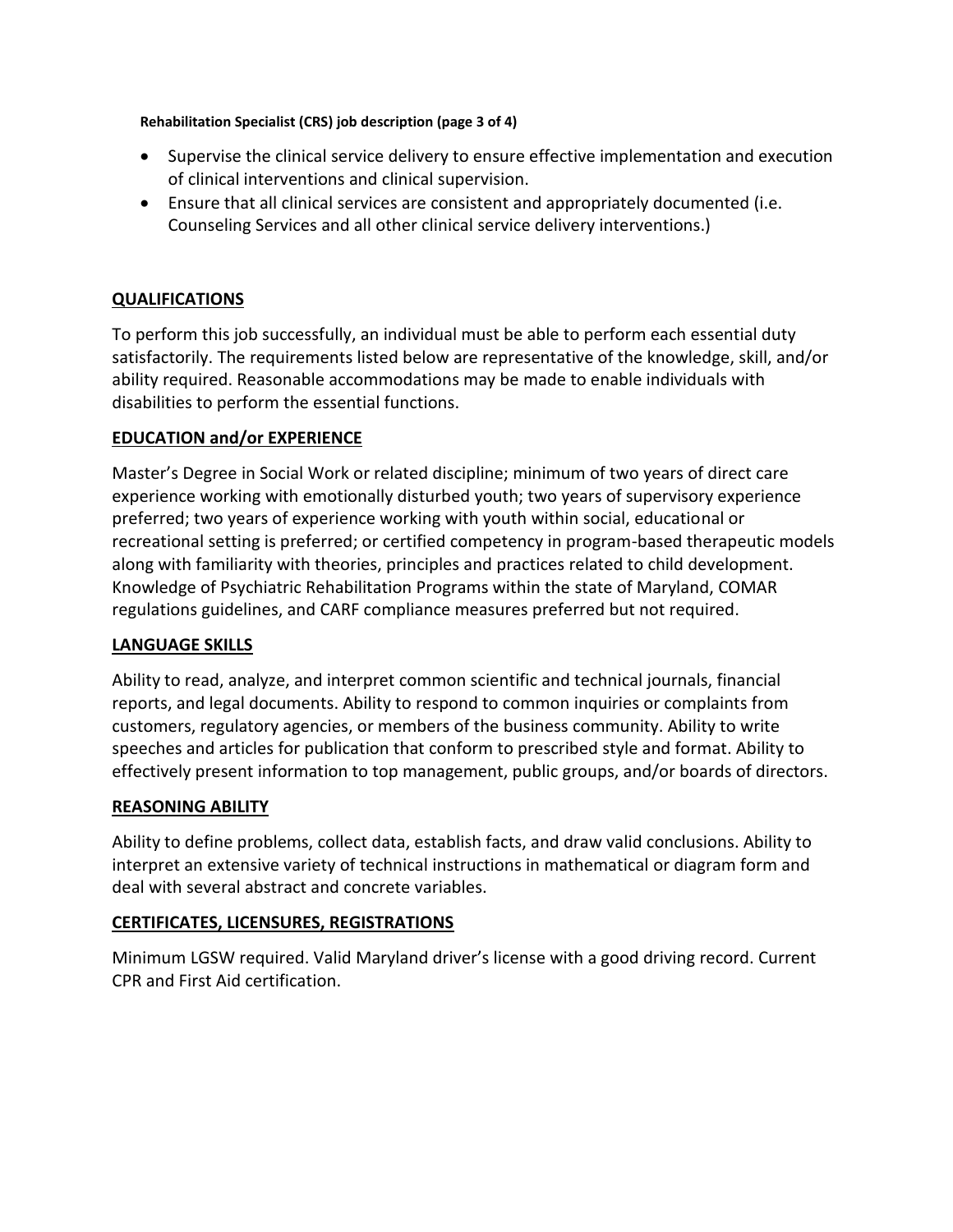- Supervise the clinical service delivery to ensure effective implementation and execution of clinical interventions and clinical supervision.
- Ensure that all clinical services are consistent and appropriately documented (i.e. Counseling Services and all other clinical service delivery interventions.)

## QUALIFICATIONS

To perform this job successfully, an individual must be able to perform each essential duty satisfactorily. The requirements listed below are representative of the knowledge, skill, and/or ability required. Reasonable accommodations may be made to enable individuals with disabilities to perform the essential functions.

## EDUCATION and/or EXPERIENCE

Master's Degree in Social Work or related discipline; minimum of two years of direct care experience working with emotionally disturbed youth; two years of supervisory experience preferred; two years of experience working with youth within social, educational or recreational setting is preferred; or certified competency in program-based therapeutic models along with familiarity with theories, principles and practices related to child development. Knowledge of Psychiatric Rehabilitation Programs within the state of Maryland, COMAR regulations guidelines, and CARF compliance measures preferred but not required.

## LANGUAGE SKILLS

Ability to read, analyze, and interpret common scientific and technical journals, financial reports, and legal documents. Ability to respond to common inquiries or complaints from customers, regulatory agencies, or members of the business community. Ability to write speeches and articles for publication that conform to prescribed style and format. Ability to effectively present information to top management, public groups, and/or boards of directors.

## REASONING ABILITY

Ability to define problems, collect data, establish facts, and draw valid conclusions. Ability to interpret an extensive variety of technical instructions in mathematical or diagram form and deal with several abstract and concrete variables.

## CERTIFICATES, LICENSURES, REGISTRATIONS

Minimum LGSW required. Valid Maryland driver's license with a good driving record. Current CPR and First Aid certification.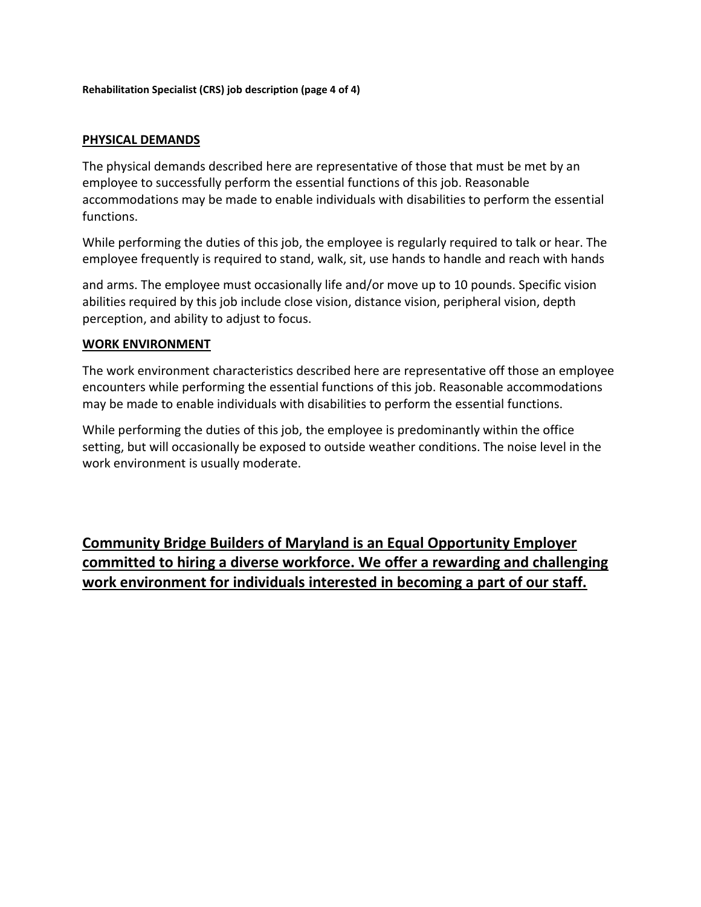## PHYSICAL DEMANDS

The physical demands described here are representative of those that must be met by an employee to successfully perform the essential functions of this job. Reasonable accommodations may be made to enable individuals with disabilities to perform the essential functions.

While performing the duties of this job, the employee is regularly required to talk or hear. The employee frequently is required to stand, walk, sit, use hands to handle and reach with hands and arms. The employee must occasionally life and/or move up to 10 pounds. Specific vision abilities required by this job include close vision, distance vision, peripheral vision, depth perception, and ability to adjust to focus.

## WORK ENVIRONMENT

The work environment characteristics described here are representative off those an employee encounters while performing the essential functions of this job. Reasonable accommodations may be made to enable individuals with disabilities to perform the essential functions.

While performing the duties of this job, the employee is predominantly within the office setting, but will occasionally be exposed to outside weather conditions. The noise level in the work environment is usually moderate.

**Community Bridge Builders of Maryland is an Equal Opportunity Employer committed to hiring a diverse workforce. We offer a rewarding and challenging work environment for individuals interested in becoming a part of our staff.**